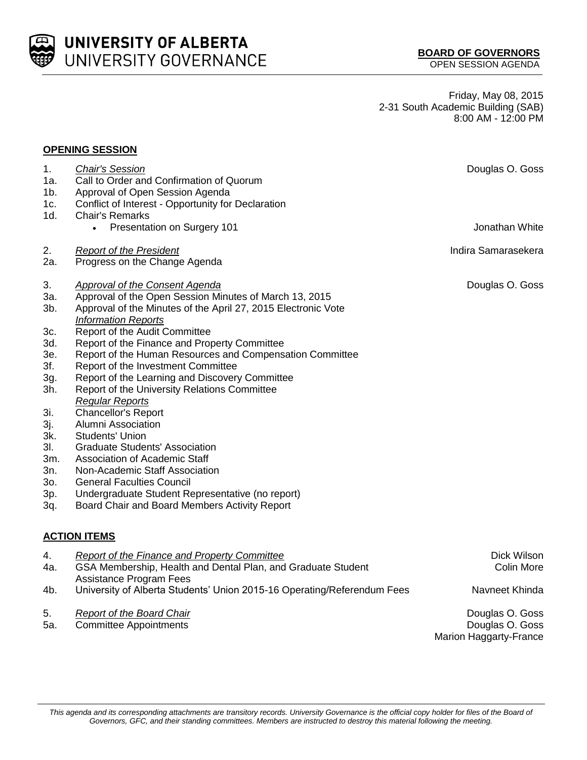**UNIVERSITY OF ALBERTA**
UNIVERSITY GOVERNANCE

**BOARD OF GOVERNORS**
OPEN SESSION AGENDA

Friday, May 08, 2015
2-31 South Academic Building (SAB)
8:00 AM - 12:00 PM

## OPENING SESSION

| | | |
|---|---|---|
| 1. | *Chair's Session* | Douglas O. Goss |
| 1a. | Call to Order and Confirmation of Quorum | |
| 1b. | Approval of Open Session Agenda | |
| 1c. | Conflict of Interest - Opportunity for Declaration | |
| 1d. | Chair's Remarks | |
| | • Presentation on Surgery 101 | Jonathan White |
| 2. | *Report of the President* | Indira Samarasekera |
| 2a. | Progress on the Change Agenda | |
| 3. | *Approval of the Consent Agenda* | Douglas O. Goss |
| 3a. | Approval of the Open Session Minutes of March 13, 2015 | |
| 3b. | Approval of the Minutes of the April 27, 2015 Electronic Vote | |
| | *Information Reports* | |
| 3c. | Report of the Audit Committee | |
| 3d. | Report of the Finance and Property Committee | |
| 3e. | Report of the Human Resources and Compensation Committee | |
| 3f. | Report of the Investment Committee | |
| 3g. | Report of the Learning and Discovery Committee | |
| 3h. | Report of the University Relations Committee | |
| | *Regular Reports* | |
| 3i. | Chancellor's Report | |
| 3j. | Alumni Association | |
| 3k. | Students' Union | |
| 3l. | Graduate Students' Association | |
| 3m. | Association of Academic Staff | |
| 3n. | Non-Academic Staff Association | |
| 3o. | General Faculties Council | |
| 3p. | Undergraduate Student Representative (no report) | |
| 3q. | Board Chair and Board Members Activity Report | |

## ACTION ITEMS

| | | |
|---|---|---|
| 4. | *Report of the Finance and Property Committee* | Dick Wilson |
| 4a. | GSA Membership, Health and Dental Plan, and Graduate Student Assistance Program Fees | Colin More |
| 4b. | University of Alberta Students' Union 2015-16 Operating/Referendum Fees | Navneet Khinda |
| 5. | *Report of the Board Chair* | Douglas O. Goss |
| 5a. | Committee Appointments | Douglas O. Goss<br>Marion Haggarty-France |

*This agenda and its corresponding attachments are transitory records. University Governance is the official copy holder for files of the Board of Governors, GFC, and their standing committees. Members are instructed to destroy this material following the meeting.*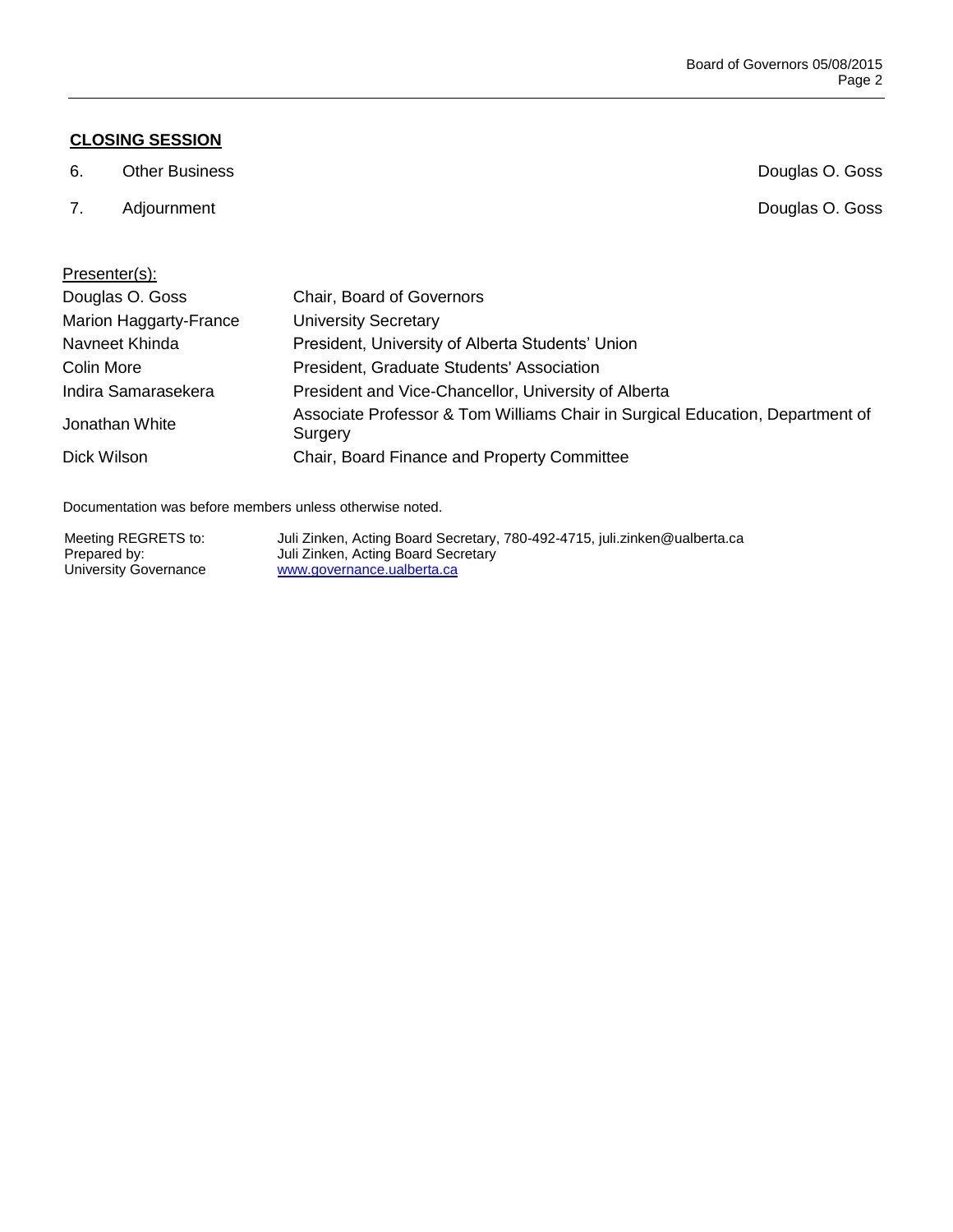**CLOSING SESSION**

| | | |
|---|---|---|
| 6. | Other Business | Douglas O. Goss |
| 7. | Adjournment | Douglas O. Goss |

Presenter(s):

| | |
|---|---|
| Douglas O. Goss | Chair, Board of Governors |
| Marion Haggarty-France | University Secretary |
| Navneet Khinda | President, University of Alberta Students' Union |
| Colin More | President, Graduate Students' Association |
| Indira Samarasekera | President and Vice-Chancellor, University of Alberta |
| Jonathan White | Associate Professor & Tom Williams Chair in Surgical Education, Department of Surgery |
| Dick Wilson | Chair, Board Finance and Property Committee |

Documentation was before members unless otherwise noted.

| | |
|---|---|
| Meeting REGRETS to: | Juli Zinken, Acting Board Secretary, 780-492-4715, juli.zinken@ualberta.ca |
| Prepared by: | Juli Zinken, Acting Board Secretary |
| University Governance | [www.governance.ualberta.ca](http://www.governance.ualberta.ca) |